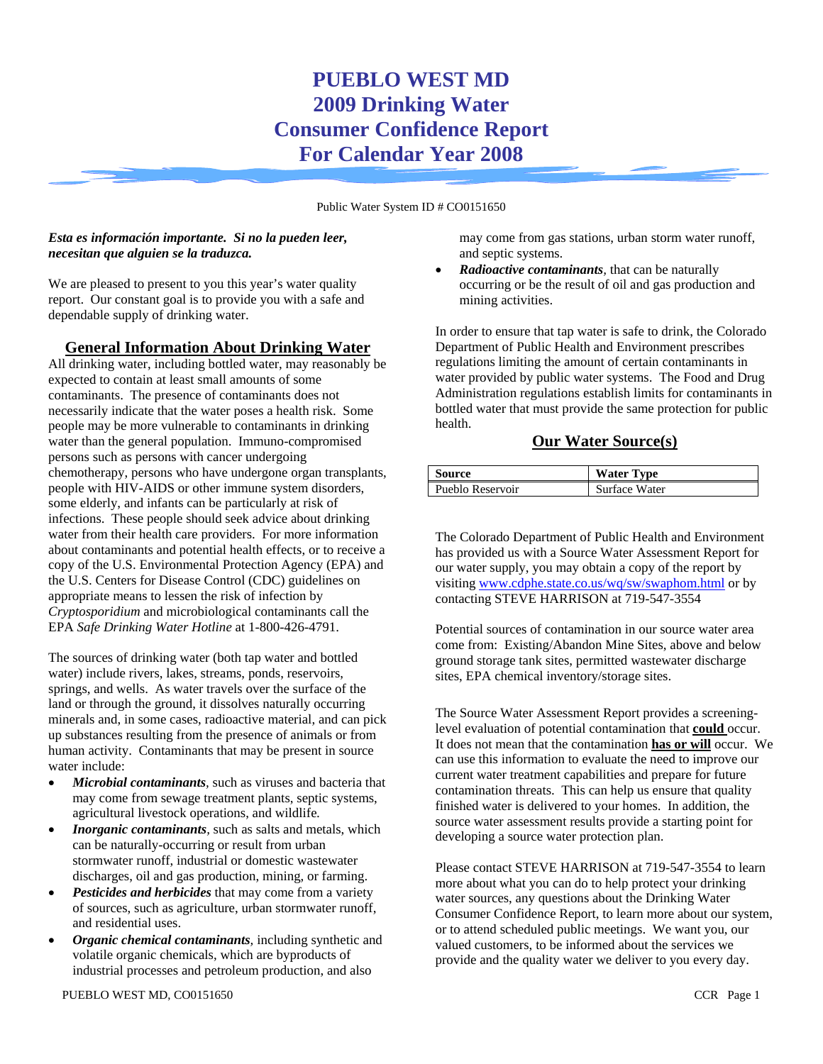# PUEBLO WEST MD
# 2009 Drinking Water
# Consumer Confidence Report
# For Calendar Year 2008

Public Water System ID # CO0151650

***Esta es información importante. Si no la pueden leer, necesitan que alguien se la traduzca.***

We are pleased to present to you this year's water quality report. Our constant goal is to provide you with a safe and dependable supply of drinking water.

## General Information About Drinking Water

All drinking water, including bottled water, may reasonably be expected to contain at least small amounts of some contaminants. The presence of contaminants does not necessarily indicate that the water poses a health risk. Some people may be more vulnerable to contaminants in drinking water than the general population. Immuno-compromised persons such as persons with cancer undergoing chemotherapy, persons who have undergone organ transplants, people with HIV-AIDS or other immune system disorders, some elderly, and infants can be particularly at risk of infections. These people should seek advice about drinking water from their health care providers. For more information about contaminants and potential health effects, or to receive a copy of the U.S. Environmental Protection Agency (EPA) and the U.S. Centers for Disease Control (CDC) guidelines on appropriate means to lessen the risk of infection by *Cryptosporidium* and microbiological contaminants call the EPA *Safe Drinking Water Hotline* at 1-800-426-4791.

The sources of drinking water (both tap water and bottled water) include rivers, lakes, streams, ponds, reservoirs, springs, and wells. As water travels over the surface of the land or through the ground, it dissolves naturally occurring minerals and, in some cases, radioactive material, and can pick up substances resulting from the presence of animals or from human activity. Contaminants that may be present in source water include:

- ***Microbial contaminants***, such as viruses and bacteria that may come from sewage treatment plants, septic systems, agricultural livestock operations, and wildlife.
- ***Inorganic contaminants***, such as salts and metals, which can be naturally-occurring or result from urban stormwater runoff, industrial or domestic wastewater discharges, oil and gas production, mining, or farming.
- ***Pesticides and herbicides*** that may come from a variety of sources, such as agriculture, urban stormwater runoff, and residential uses.
- ***Organic chemical contaminants***, including synthetic and volatile organic chemicals, which are byproducts of industrial processes and petroleum production, and also may come from gas stations, urban storm water runoff, and septic systems.
- ***Radioactive contaminants***, that can be naturally occurring or be the result of oil and gas production and mining activities.

In order to ensure that tap water is safe to drink, the Colorado Department of Public Health and Environment prescribes regulations limiting the amount of certain contaminants in water provided by public water systems. The Food and Drug Administration regulations establish limits for contaminants in bottled water that must provide the same protection for public health.

## Our Water Source(s)

| Source | Water Type |
|---|---|
| Pueblo Reservoir | Surface Water |

The Colorado Department of Public Health and Environment has provided us with a Source Water Assessment Report for our water supply, you may obtain a copy of the report by visiting www.cdphe.state.co.us/wq/sw/swaphom.html or by contacting STEVE HARRISON at 719-547-3554

Potential sources of contamination in our source water area come from: Existing/Abandon Mine Sites, above and below ground storage tank sites, permitted wastewater discharge sites, EPA chemical inventory/storage sites.

The Source Water Assessment Report provides a screening-level evaluation of potential contamination that **could** occur. It does not mean that the contamination **has or will** occur. We can use this information to evaluate the need to improve our current water treatment capabilities and prepare for future contamination threats. This can help us ensure that quality finished water is delivered to your homes. In addition, the source water assessment results provide a starting point for developing a source water protection plan.

Please contact STEVE HARRISON at 719-547-3554 to learn more about what you can do to help protect your drinking water sources, any questions about the Drinking Water Consumer Confidence Report, to learn more about our system, or to attend scheduled public meetings. We want you, our valued customers, to be informed about the services we provide and the quality water we deliver to you every day.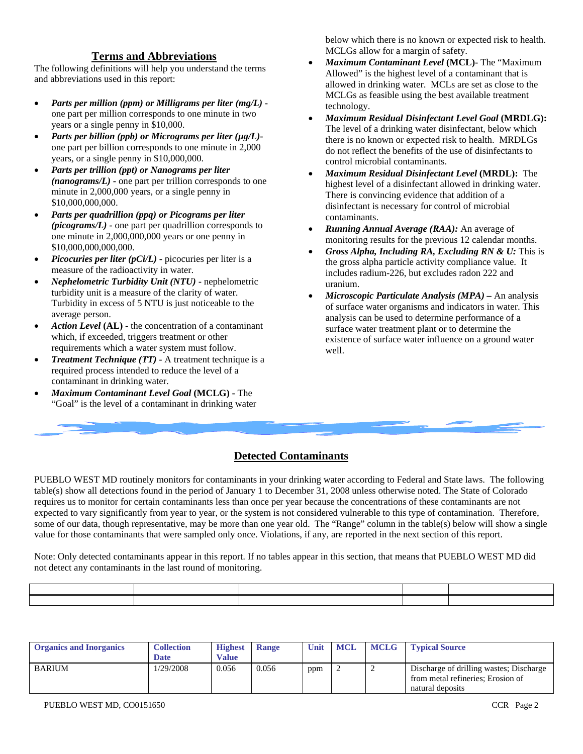## Terms and Abbreviations

The following definitions will help you understand the terms and abbreviations used in this report:

- ***Parts per million (ppm) or Milligrams per liter (mg/L)*** - one part per million corresponds to one minute in two years or a single penny in $10,000.
- ***Parts per billion (ppb) or Micrograms per liter (µg/L)***- one part per billion corresponds to one minute in 2,000 years, or a single penny in $10,000,000.
- ***Parts per trillion (ppt) or Nanograms per liter (nanograms/L)*** - one part per trillion corresponds to one minute in 2,000,000 years, or a single penny in $10,000,000,000.
- ***Parts per quadrillion (ppq) or Picograms per liter (picograms/L)*** - one part per quadrillion corresponds to one minute in 2,000,000,000 years or one penny in $10,000,000,000,000.
- ***Picocuries per liter (pCi/L)*** - picocuries per liter is a measure of the radioactivity in water.
- ***Nephelometric Turbidity Unit (NTU)*** - nephelometric turbidity unit is a measure of the clarity of water. Turbidity in excess of 5 NTU is just noticeable to the average person.
- ***Action Level* (AL)** - the concentration of a contaminant which, if exceeded, triggers treatment or other requirements which a water system must follow.
- ***Treatment Technique (TT)*** - A treatment technique is a required process intended to reduce the level of a contaminant in drinking water.
- ***Maximum Contaminant Level Goal* (MCLG)** - The "Goal" is the level of a contaminant in drinking water below which there is no known or expected risk to health. MCLGs allow for a margin of safety.
- ***Maximum Contaminant Level* (MCL)-** The "Maximum Allowed" is the highest level of a contaminant that is allowed in drinking water. MCLs are set as close to the MCLGs as feasible using the best available treatment technology.
- ***Maximum Residual Disinfectant Level Goal* (MRDLG):** The level of a drinking water disinfectant, below which there is no known or expected risk to health. MRDLGs do not reflect the benefits of the use of disinfectants to control microbial contaminants.
- ***Maximum Residual Disinfectant Level* (MRDL):** The highest level of a disinfectant allowed in drinking water. There is convincing evidence that addition of a disinfectant is necessary for control of microbial contaminants.
- ***Running Annual Average (RAA):*** An average of monitoring results for the previous 12 calendar months.
- ***Gross Alpha, Including RA, Excluding RN & U:*** This is the gross alpha particle activity compliance value. It includes radium-226, but excludes radon 222 and uranium.
- ***Microscopic Particulate Analysis (MPA)*** – An analysis of surface water organisms and indicators in water. This analysis can be used to determine performance of a surface water treatment plant or to determine the existence of surface water influence on a ground water well.

## Detected Contaminants

PUEBLO WEST MD routinely monitors for contaminants in your drinking water according to Federal and State laws. The following table(s) show all detections found in the period of January 1 to December 31, 2008 unless otherwise noted. The State of Colorado requires us to monitor for certain contaminants less than once per year because the concentrations of these contaminants are not expected to vary significantly from year to year, or the system is not considered vulnerable to this type of contamination. Therefore, some of our data, though representative, may be more than one year old. The "Range" column in the table(s) below will show a single value for those contaminants that were sampled only once. Violations, if any, are reported in the next section of this report.

Note: Only detected contaminants appear in this report. If no tables appear in this section, that means that PUEBLO WEST MD did not detect any contaminants in the last round of monitoring.

| Organics and Inorganics | Collection Date | Highest Value | Range | Unit | MCL | MCLG | Typical Source |
|---|---|---|---|---|---|---|---|
| BARIUM | 1/29/2008 | 0.056 | 0.056 | ppm | 2 | 2 | Discharge of drilling wastes; Discharge from metal refineries; Erosion of natural deposits |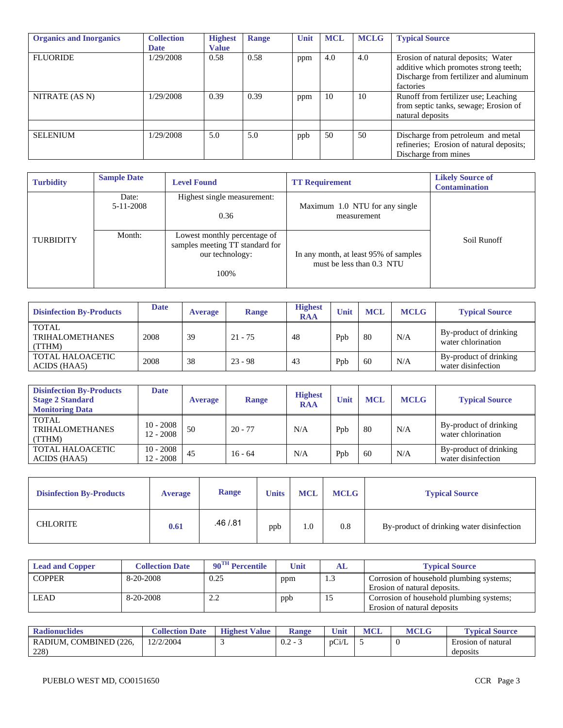| Organics and Inorganics | Collection Date | Highest Value | Range | Unit | MCL | MCLG | Typical Source |
|---|---|---|---|---|---|---|---|
| FLUORIDE | 1/29/2008 | 0.58 | 0.58 | ppm | 4.0 | 4.0 | Erosion of natural deposits; Water additive which promotes strong teeth; Discharge from fertilizer and aluminum factories |
| NITRATE (AS N) | 1/29/2008 | 0.39 | 0.39 | ppm | 10 | 10 | Runoff from fertilizer use; Leaching from septic tanks, sewage; Erosion of natural deposits |
| | | | | | | | |
| SELENIUM | 1/29/2008 | 5.0 | 5.0 | ppb | 50 | 50 | Discharge from petroleum and metal refineries; Erosion of natural deposits; Discharge from mines |

| Turbidity | Sample Date | Level Found | TT Requirement | Likely Source of Contamination |
|---|---|---|---|---|
| TURBIDITY | Date: 5-11-2008 | Highest single measurement: 0.36 | Maximum 1.0 NTU for any single measurement | Soil Runoff |
| | Month: | Lowest monthly percentage of samples meeting TT standard for our technology: 100% | In any month, at least 95% of samples must be less than 0.3 NTU | |

| Disinfection By-Products | Date | Average | Range | Highest RAA | Unit | MCL | MCLG | Typical Source |
|---|---|---|---|---|---|---|---|---|
| TOTAL TRIHALOMETHANES (TTHM) | 2008 | 39 | 21 - 75 | 48 | Ppb | 80 | N/A | By-product of drinking water chlorination |
| TOTAL HALOACETIC ACIDS (HAA5) | 2008 | 38 | 23 - 98 | 43 | Ppb | 60 | N/A | By-product of drinking water disinfection |

| Disinfection By-Products Stage 2 Standard Monitoring Data | Date | Average | Range | Highest RAA | Unit | MCL | MCLG | Typical Source |
|---|---|---|---|---|---|---|---|---|
| TOTAL TRIHALOMETHANES (TTHM) | 10 - 2008 12 - 2008 | 50 | 20 - 77 | N/A | Ppb | 80 | N/A | By-product of drinking water chlorination |
| TOTAL HALOACETIC ACIDS (HAA5) | 10 - 2008 12 - 2008 | 45 | 16 - 64 | N/A | Ppb | 60 | N/A | By-product of drinking water disinfection |

| Disinfection By-Products | Average | Range | Units | MCL | MCLG | Typical Source |
|---|---|---|---|---|---|---|
| CHLORITE | **0.61** | .46 /.81 | ppb | 1.0 | 0.8 | By-product of drinking water disinfection |

| Lead and Copper | Collection Date | 90TH Percentile | Unit | AL | Typical Source |
|---|---|---|---|---|---|
| COPPER | 8-20-2008 | 0.25 | ppm | 1.3 | Corrosion of household plumbing systems; Erosion of natural deposits. |
| LEAD | 8-20-2008 | 2.2 | ppb | 15 | Corrosion of household plumbing systems; Erosion of natural deposits |

| Radionuclides | Collection Date | Highest Value | Range | Unit | MCL | MCLG | Typical Source |
|---|---|---|---|---|---|---|---|
| RADIUM, COMBINED (226, 228) | 12/2/2004 | 3 | 0.2 - 3 | pCi/L | 5 | 0 | Erosion of natural deposits |

PUEBLO WEST MD, CO0151650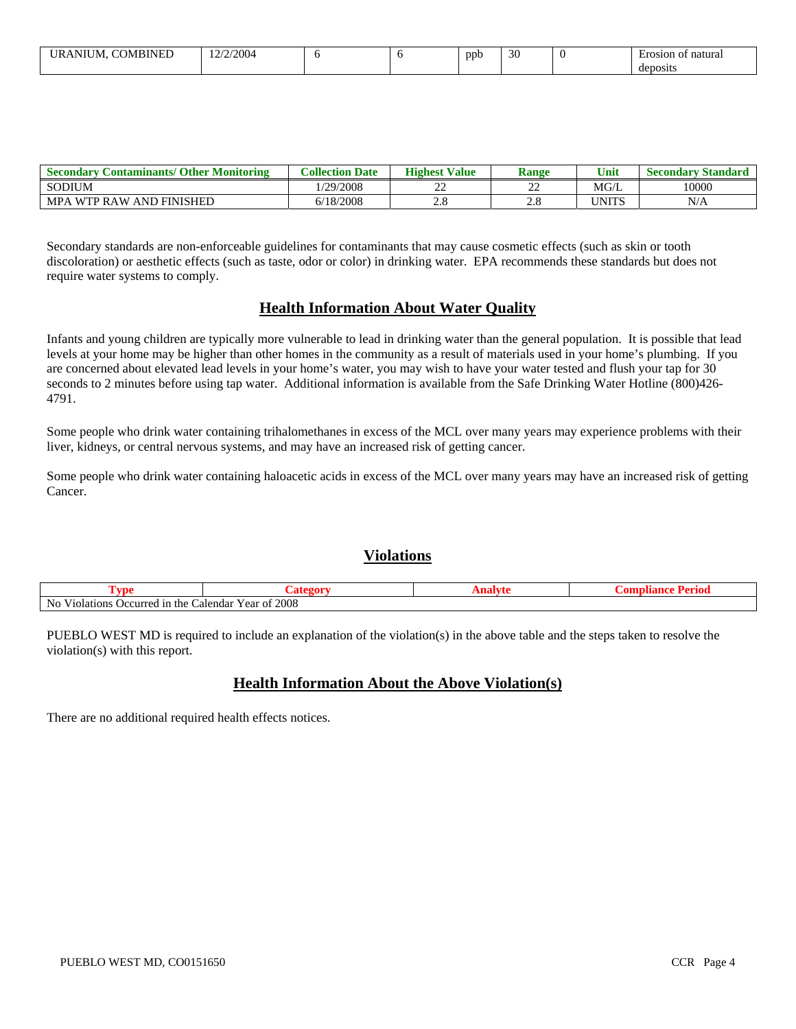| | | | | | | | |
|---|---|---|---|---|---|---|---|
| URANIUM, COMBINED | 12/2/2004 | 6 | 6 | ppb | 30 | 0 | Erosion of natural deposits |

| Secondary Contaminants/ Other Monitoring | Collection Date | Highest Value | Range | Unit | Secondary Standard |
|---|---|---|---|---|---|
| SODIUM | 1/29/2008 | 22 | 22 | MG/L | 10000 |
| MPA WTP RAW AND FINISHED | 6/18/2008 | 2.8 | 2.8 | UNITS | N/A |

Secondary standards are non-enforceable guidelines for contaminants that may cause cosmetic effects (such as skin or tooth discoloration) or aesthetic effects (such as taste, odor or color) in drinking water. EPA recommends these standards but does not require water systems to comply.

## Health Information About Water Quality

Infants and young children are typically more vulnerable to lead in drinking water than the general population. It is possible that lead levels at your home may be higher than other homes in the community as a result of materials used in your home's plumbing. If you are concerned about elevated lead levels in your home's water, you may wish to have your water tested and flush your tap for 30 seconds to 2 minutes before using tap water. Additional information is available from the Safe Drinking Water Hotline (800)426-4791.

Some people who drink water containing trihalomethanes in excess of the MCL over many years may experience problems with their liver, kidneys, or central nervous systems, and may have an increased risk of getting cancer.

Some people who drink water containing haloacetic acids in excess of the MCL over many years may have an increased risk of getting Cancer.

## Violations

| Type | Category | Analyte | Compliance Period |
|---|---|---|---|
| No Violations Occurred in the Calendar Year of 2008 | | | |

PUEBLO WEST MD is required to include an explanation of the violation(s) in the above table and the steps taken to resolve the violation(s) with this report.

## Health Information About the Above Violation(s)

There are no additional required health effects notices.